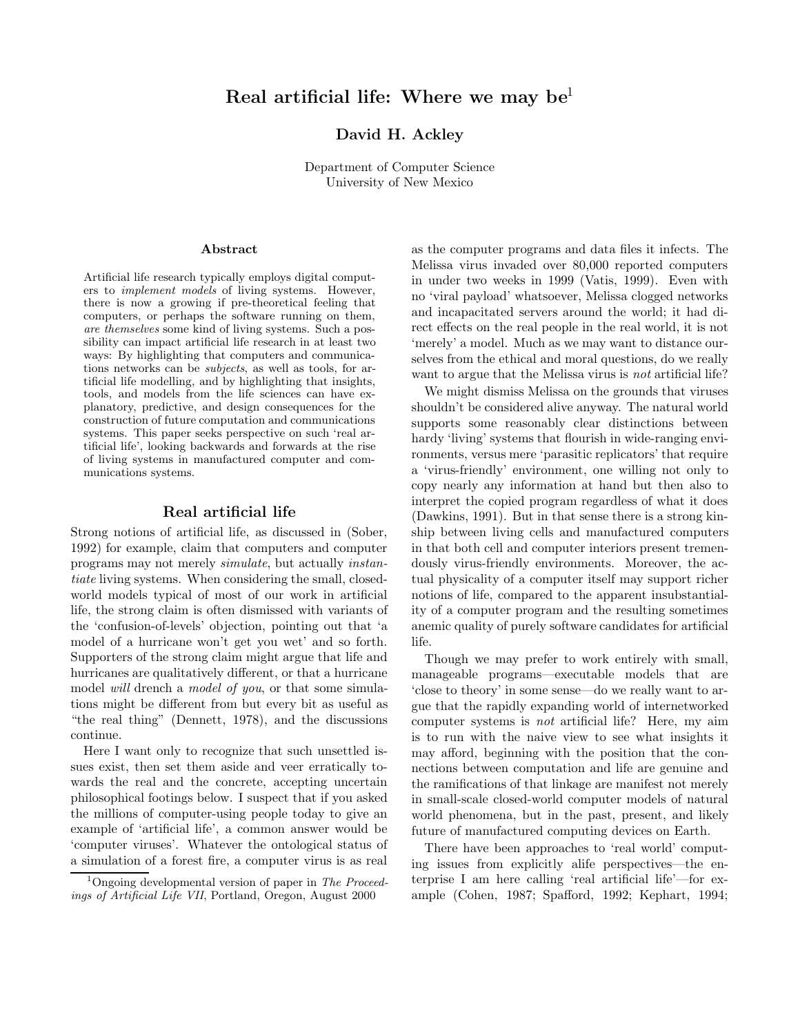# Real artificial life: Where we may be[1]

**David H. Ackley**

Department of Computer Science
University of New Mexico

### Abstract

Artificial life research typically employs digital computers to *implement models* of living systems. However, there is now a growing if pre-theoretical feeling that computers, or perhaps the software running on them, *are themselves* some kind of living systems. Such a possibility can impact artificial life research in at least two ways: By highlighting that computers and communications networks can be *subjects*, as well as tools, for artificial life modelling, and by highlighting that insights, tools, and models from the life sciences can have explanatory, predictive, and design consequences for the construction of future computation and communications systems. This paper seeks perspective on such 'real artificial life', looking backwards and forwards at the rise of living systems in manufactured computer and communications systems.

## Real artificial life

Strong notions of artificial life, as discussed in (Sober, 1992) for example, claim that computers and computer programs may not merely *simulate*, but actually *instantiate* living systems. When considering the small, closed-world models typical of most of our work in artificial life, the strong claim is often dismissed with variants of the 'confusion-of-levels' objection, pointing out that 'a model of a hurricane won't get you wet' and so forth. Supporters of the strong claim might argue that life and hurricanes are qualitatively different, or that a hurricane model *will* drench a *model of you*, or that some simulations might be different from but every bit as useful as "the real thing" (Dennett, 1978), and the discussions continue.

Here I want only to recognize that such unsettled issues exist, then set them aside and veer erratically towards the real and the concrete, accepting uncertain philosophical footings below. I suspect that if you asked the millions of computer-using people today to give an example of 'artificial life', a common answer would be 'computer viruses'. Whatever the ontological status of a simulation of a forest fire, a computer virus is as real as the computer programs and data files it infects. The Melissa virus invaded over 80,000 reported computers in under two weeks in 1999 (Vatis, 1999). Even with no 'viral payload' whatsoever, Melissa clogged networks and incapacitated servers around the world; it had direct effects on the real people in the real world, it is not 'merely' a model. Much as we may want to distance ourselves from the ethical and moral questions, do we really want to argue that the Melissa virus is *not* artificial life?

We might dismiss Melissa on the grounds that viruses shouldn't be considered alive anyway. The natural world supports some reasonably clear distinctions between hardy 'living' systems that flourish in wide-ranging environments, versus mere 'parasitic replicators' that require a 'virus-friendly' environment, one willing not only to copy nearly any information at hand but then also to interpret the copied program regardless of what it does (Dawkins, 1991). But in that sense there is a strong kinship between living cells and manufactured computers in that both cell and computer interiors present tremendously virus-friendly environments. Moreover, the actual physicality of a computer itself may support richer notions of life, compared to the apparent insubstantiality of a computer program and the resulting sometimes anemic quality of purely software candidates for artificial life.

Though we may prefer to work entirely with small, manageable programs—executable models that are 'close to theory' in some sense—do we really want to argue that the rapidly expanding world of internetworked computer systems is *not* artificial life? Here, my aim is to run with the naive view to see what insights it may afford, beginning with the position that the connections between computation and life are genuine and the ramifications of that linkage are manifest not merely in small-scale closed-world computer models of natural world phenomena, but in the past, present, and likely future of manufactured computing devices on Earth.

There have been approaches to 'real world' computing issues from explicitly alife perspectives—the enterprise I am here calling 'real artificial life'—for example (Cohen, 1987; Spafford, 1992; Kephart, 1994;

[1] Ongoing developmental version of paper in *The Proceedings of Artificial Life VII*, Portland, Oregon, August 2000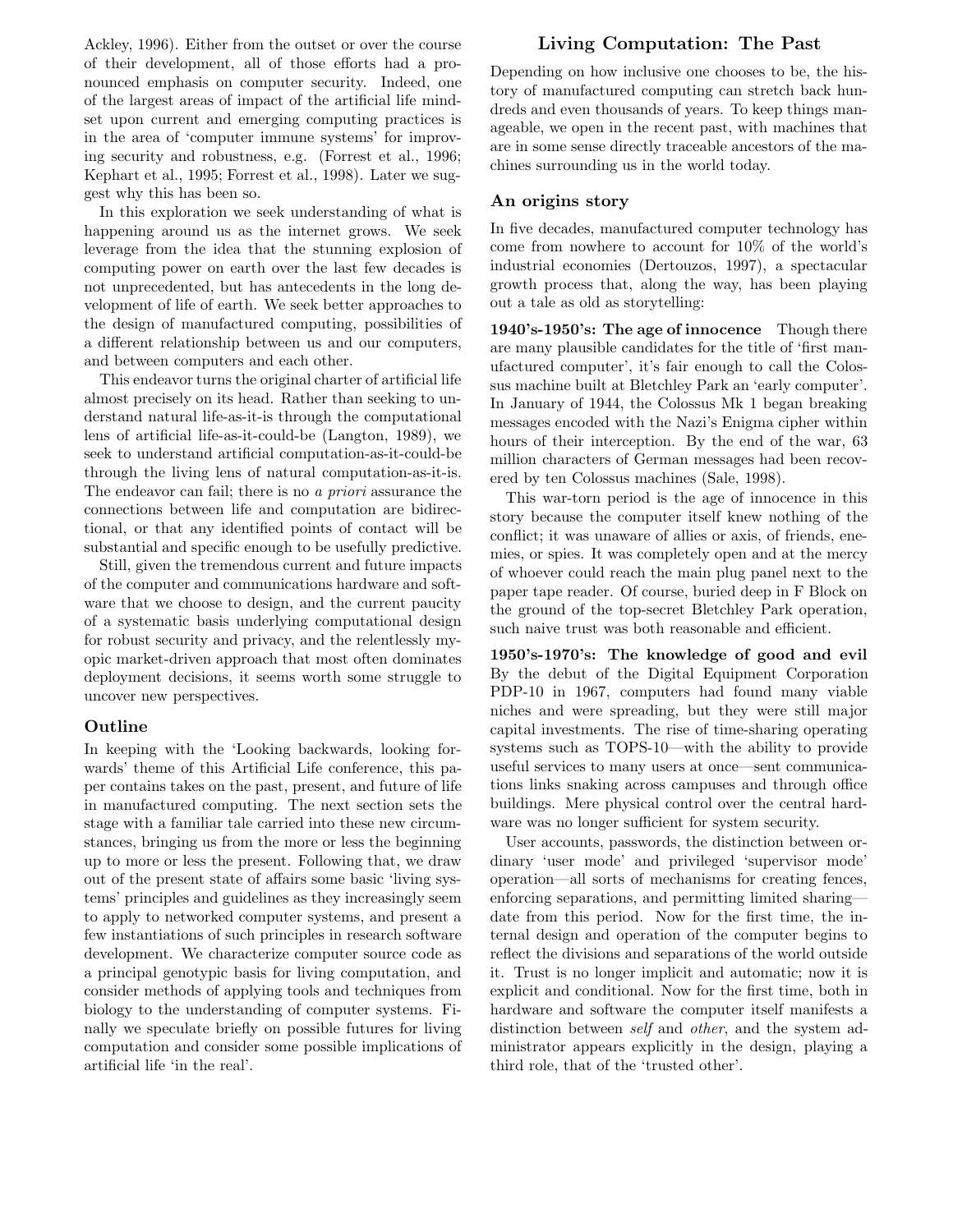Ackley, 1996). Either from the outset or over the course of their development, all of those efforts had a pronounced emphasis on computer security. Indeed, one of the largest areas of impact of the artificial life mindset upon current and emerging computing practices is in the area of 'computer immune systems' for improving security and robustness, e.g. (Forrest et al., 1996; Kephart et al., 1995; Forrest et al., 1998). Later we suggest why this has been so.

In this exploration we seek understanding of what is happening around us as the internet grows. We seek leverage from the idea that the stunning explosion of computing power on earth over the last few decades is not unprecedented, but has antecedents in the long development of life of earth. We seek better approaches to the design of manufactured computing, possibilities of a different relationship between us and our computers, and between computers and each other.

This endeavor turns the original charter of artificial life almost precisely on its head. Rather than seeking to understand natural life-as-it-is through the computational lens of artificial life-as-it-could-be (Langton, 1989), we seek to understand artificial computation-as-it-could-be through the living lens of natural computation-as-it-is. The endeavor can fail; there is no *a priori* assurance the connections between life and computation are bidirectional, or that any identified points of contact will be substantial and specific enough to be usefully predictive.

Still, given the tremendous current and future impacts of the computer and communications hardware and software that we choose to design, and the current paucity of a systematic basis underlying computational design for robust security and privacy, and the relentlessly myopic market-driven approach that most often dominates deployment decisions, it seems worth some struggle to uncover new perspectives.

### Outline

In keeping with the 'Looking backwards, looking forwards' theme of this Artificial Life conference, this paper contains takes on the past, present, and future of life in manufactured computing. The next section sets the stage with a familiar tale carried into these new circumstances, bringing us from the more or less the beginning up to more or less the present. Following that, we draw out of the present state of affairs some basic 'living systems' principles and guidelines as they increasingly seem to apply to networked computer systems, and present a few instantiations of such principles in research software development. We characterize computer source code as a principal genotypic basis for living computation, and consider methods of applying tools and techniques from biology to the understanding of computer systems. Finally we speculate briefly on possible futures for living computation and consider some possible implications of artificial life 'in the real'.

## Living Computation: The Past

Depending on how inclusive one chooses to be, the history of manufactured computing can stretch back hundreds and even thousands of years. To keep things manageable, we open in the recent past, with machines that are in some sense directly traceable ancestors of the machines surrounding us in the world today.

### An origins story

In five decades, manufactured computer technology has come from nowhere to account for 10% of the world's industrial economies (Dertouzos, 1997), a spectacular growth process that, along the way, has been playing out a tale as old as storytelling:

**1940's-1950's: The age of innocence** Though there are many plausible candidates for the title of 'first manufactured computer', it's fair enough to call the Colossus machine built at Bletchley Park an 'early computer'. In January of 1944, the Colossus Mk 1 began breaking messages encoded with the Nazi's Enigma cipher within hours of their interception. By the end of the war, 63 million characters of German messages had been recovered by ten Colossus machines (Sale, 1998).

This war-torn period is the age of innocence in this story because the computer itself knew nothing of the conflict; it was unaware of allies or axis, of friends, enemies, or spies. It was completely open and at the mercy of whoever could reach the main plug panel next to the paper tape reader. Of course, buried deep in F Block on the ground of the top-secret Bletchley Park operation, such naive trust was both reasonable and efficient.

**1950's-1970's: The knowledge of good and evil** By the debut of the Digital Equipment Corporation PDP-10 in 1967, computers had found many viable niches and were spreading, but they were still major capital investments. The rise of time-sharing operating systems such as TOPS-10—with the ability to provide useful services to many users at once—sent communications links snaking across campuses and through office buildings. Mere physical control over the central hardware was no longer sufficient for system security.

User accounts, passwords, the distinction between ordinary 'user mode' and privileged 'supervisor mode' operation—all sorts of mechanisms for creating fences, enforcing separations, and permitting limited sharing—date from this period. Now for the first time, the internal design and operation of the computer begins to reflect the divisions and separations of the world outside it. Trust is no longer implicit and automatic; now it is explicit and conditional. Now for the first time, both in hardware and software the computer itself manifests a distinction between *self* and *other*, and the system administrator appears explicitly in the design, playing a third role, that of the 'trusted other'.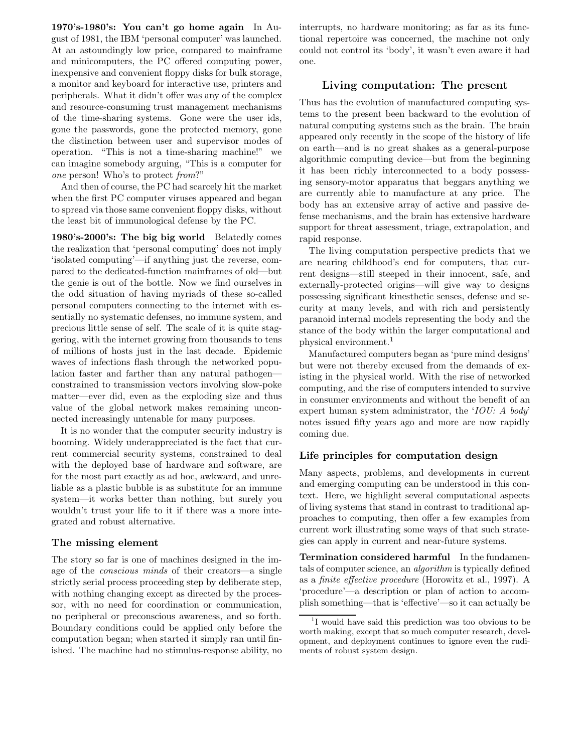**1970's-1980's: You can't go home again** In August of 1981, the IBM 'personal computer' was launched. At an astoundingly low price, compared to mainframe and minicomputers, the PC offered computing power, inexpensive and convenient floppy disks for bulk storage, a monitor and keyboard for interactive use, printers and peripherals. What it didn't offer was any of the complex and resource-consuming trust management mechanisms of the time-sharing systems. Gone were the user ids, gone the passwords, gone the protected memory, gone the distinction between user and supervisor modes of operation. "This is not a time-sharing machine!" we can imagine somebody arguing, "This is a computer for *one* person! Who's to protect *from*?"

And then of course, the PC had scarcely hit the market when the first PC computer viruses appeared and began to spread via those same convenient floppy disks, without the least bit of immunological defense by the PC.

**1980's-2000's: The big big world** Belatedly comes the realization that 'personal computing' does not imply 'isolated computing'—if anything just the reverse, compared to the dedicated-function mainframes of old—but the genie is out of the bottle. Now we find ourselves in the odd situation of having myriads of these so-called personal computers connecting to the internet with essentially no systematic defenses, no immune system, and precious little sense of self. The scale of it is quite staggering, with the internet growing from thousands to tens of millions of hosts just in the last decade. Epidemic waves of infections flash through the networked population faster and farther than any natural pathogen—constrained to transmission vectors involving slow-poke matter—ever did, even as the exploding size and thus value of the global network makes remaining unconnected increasingly untenable for many purposes.

It is no wonder that the computer security industry is booming. Widely underappreciated is the fact that current commercial security systems, constrained to deal with the deployed base of hardware and software, are for the most part exactly as ad hoc, awkward, and unreliable as a plastic bubble is as substitute for an immune system—it works better than nothing, but surely you wouldn't trust your life to it if there was a more integrated and robust alternative.

### The missing element

The story so far is one of machines designed in the image of the *conscious minds* of their creators—a single strictly serial process proceeding step by deliberate step, with nothing changing except as directed by the processor, with no need for coordination or communication, no peripheral or preconscious awareness, and so forth. Boundary conditions could be applied only before the computation began; when started it simply ran until finished. The machine had no stimulus-response ability, no interrupts, no hardware monitoring; as far as its functional repertoire was concerned, the machine not only could not control its 'body', it wasn't even aware it had one.

## Living computation: The present

Thus has the evolution of manufactured computing systems to the present been backward to the evolution of natural computing systems such as the brain. The brain appeared only recently in the scope of the history of life on earth—and is no great shakes as a general-purpose algorithmic computing device—but from the beginning it has been richly interconnected to a body possessing sensory-motor apparatus that beggars anything we are currently able to manufacture at any price. The body has an extensive array of active and passive defense mechanisms, and the brain has extensive hardware support for threat assessment, triage, extrapolation, and rapid response.

The living computation perspective predicts that we are nearing childhood's end for computers, that current designs—still steeped in their innocent, safe, and externally-protected origins—will give way to designs possessing significant kinesthetic senses, defense and security at many levels, and with rich and persistently paranoid internal models representing the body and the stance of the body within the larger computational and physical environment.[1]

Manufactured computers began as 'pure mind designs' but were not thereby excused from the demands of existing in the physical world. With the rise of networked computing, and the rise of computers intended to survive in consumer environments and without the benefit of an expert human system administrator, the '*IOU: A body*' notes issued fifty years ago and more are now rapidly coming due.

### Life principles for computation design

Many aspects, problems, and developments in current and emerging computing can be understood in this context. Here, we highlight several computational aspects of living systems that stand in contrast to traditional approaches to computing, then offer a few examples from current work illustrating some ways of that such strategies can apply in current and near-future systems.

**Termination considered harmful** In the fundamentals of computer science, an *algorithm* is typically defined as a *finite effective procedure* (Horowitz et al., 1997). A 'procedure'—a description or plan of action to accomplish something—that is 'effective'—so it can actually be

---

[1] I would have said this prediction was too obvious to be worth making, except that so much computer research, development, and deployment continues to ignore even the rudiments of robust system design.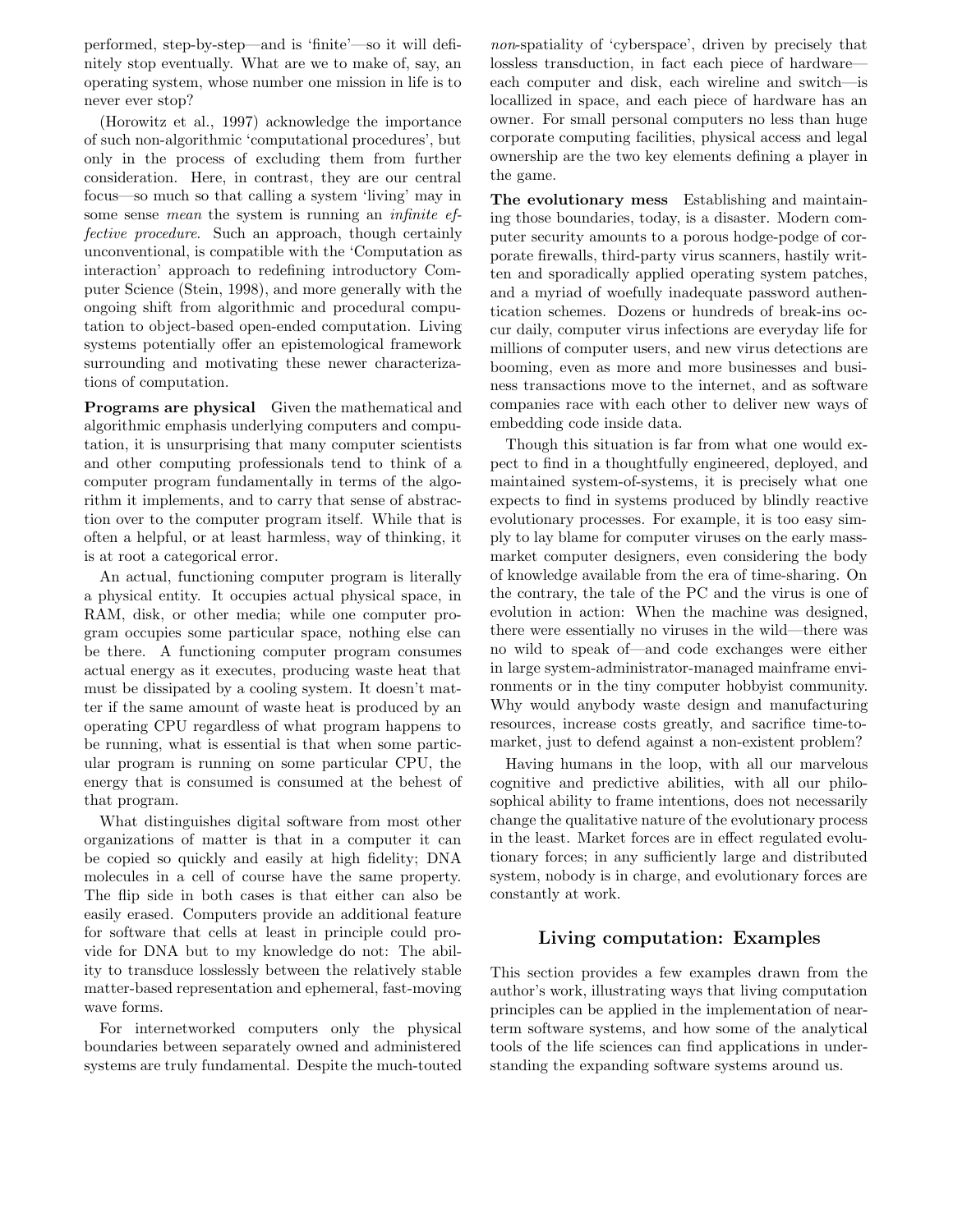performed, step-by-step—and is 'finite'—so it will definitely stop eventually. What are we to make of, say, an operating system, whose number one mission in life is to never ever stop?

(Horowitz et al., 1997) acknowledge the importance of such non-algorithmic 'computational procedures', but only in the process of excluding them from further consideration. Here, in contrast, they are our central focus—so much so that calling a system 'living' may in some sense *mean* the system is running an *infinite effective procedure*. Such an approach, though certainly unconventional, is compatible with the 'Computation as interaction' approach to redefining introductory Computer Science (Stein, 1998), and more generally with the ongoing shift from algorithmic and procedural computation to object-based open-ended computation. Living systems potentially offer an epistemological framework surrounding and motivating these newer characterizations of computation.

**Programs are physical** Given the mathematical and algorithmic emphasis underlying computers and computation, it is unsurprising that many computer scientists and other computing professionals tend to think of a computer program fundamentally in terms of the algorithm it implements, and to carry that sense of abstraction over to the computer program itself. While that is often a helpful, or at least harmless, way of thinking, it is at root a categorical error.

An actual, functioning computer program is literally a physical entity. It occupies actual physical space, in RAM, disk, or other media; while one computer program occupies some particular space, nothing else can be there. A functioning computer program consumes actual energy as it executes, producing waste heat that must be dissipated by a cooling system. It doesn't matter if the same amount of waste heat is produced by an operating CPU regardless of what program happens to be running, what is essential is that when some particular program is running on some particular CPU, the energy that is consumed is consumed at the behest of that program.

What distinguishes digital software from most other organizations of matter is that in a computer it can be copied so quickly and easily at high fidelity; DNA molecules in a cell of course have the same property. The flip side in both cases is that either can also be easily erased. Computers provide an additional feature for software that cells at least in principle could provide for DNA but to my knowledge do not: The ability to transduce losslessly between the relatively stable matter-based representation and ephemeral, fast-moving wave forms.

For internetworked computers only the physical boundaries between separately owned and administered systems are truly fundamental. Despite the much-touted *non*-spatiality of 'cyberspace', driven by precisely that lossless transduction, in fact each piece of hardware—each computer and disk, each wireline and switch—is locallized in space, and each piece of hardware has an owner. For small personal computers no less than huge corporate computing facilities, physical access and legal ownership are the two key elements defining a player in the game.

**The evolutionary mess** Establishing and maintaining those boundaries, today, is a disaster. Modern computer security amounts to a porous hodge-podge of corporate firewalls, third-party virus scanners, hastily written and sporadically applied operating system patches, and a myriad of woefully inadequate password authentication schemes. Dozens or hundreds of break-ins occur daily, computer virus infections are everyday life for millions of computer users, and new virus detections are booming, even as more and more businesses and business transactions move to the internet, and as software companies race with each other to deliver new ways of embedding code inside data.

Though this situation is far from what one would expect to find in a thoughtfully engineered, deployed, and maintained system-of-systems, it is precisely what one expects to find in systems produced by blindly reactive evolutionary processes. For example, it is too easy simply to lay blame for computer viruses on the early mass-market computer designers, even considering the body of knowledge available from the era of time-sharing. On the contrary, the tale of the PC and the virus is one of evolution in action: When the machine was designed, there were essentially no viruses in the wild—there was no wild to speak of—and code exchanges were either in large system-administrator-managed mainframe environments or in the tiny computer hobbyist community. Why would anybody waste design and manufacturing resources, increase costs greatly, and sacrifice time-to-market, just to defend against a non-existent problem?

Having humans in the loop, with all our marvelous cognitive and predictive abilities, with all our philosophical ability to frame intentions, does not necessarily change the qualitative nature of the evolutionary process in the least. Market forces are in effect regulated evolutionary forces; in any sufficiently large and distributed system, nobody is in charge, and evolutionary forces are constantly at work.

## Living computation: Examples

This section provides a few examples drawn from the author's work, illustrating ways that living computation principles can be applied in the implementation of near-term software systems, and how some of the analytical tools of the life sciences can find applications in understanding the expanding software systems around us.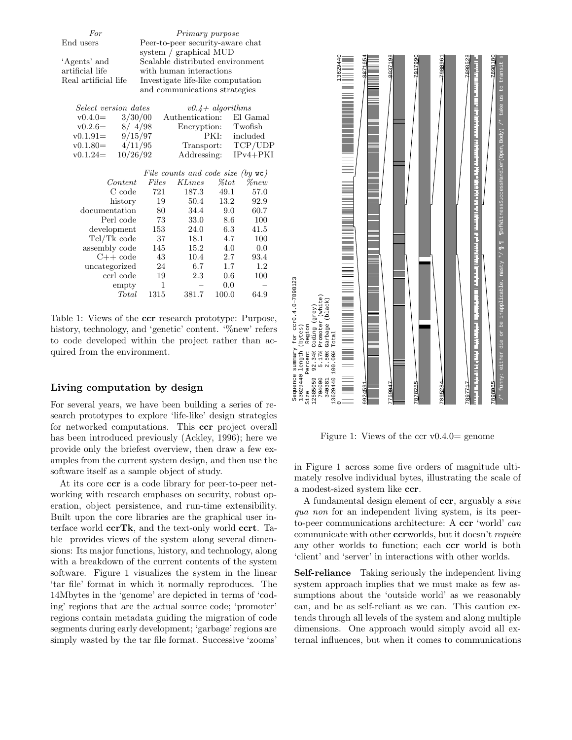| *For* | *Primary purpose* |
|---|---|
| End users | Peer-to-peer security-aware chat system / graphical MUD |
| 'Agents' and artificial life | Scalable distributed environment with human interactions |
| Real artificial life | Investigate life-like computation and communications strategies |

| *Select version dates* | | *v0.4+ algorithms* | |
|---|---|---|---|
| v0.4.0= | 3/30/00 | Authentication: | El Gamal |
| v0.2.6= | 8/ 4/98 | Encryption: | Twofish |
| v0.1.91= | 9/15/97 | PKI: | included |
| v0.1.80= | 4/11/95 | Transport: | TCP/UDP |
| v0.1.24= | 10/26/92 | Addressing: | IPv4+PKI |

| | *File counts and code size (by* `wc`*)* | | | |
|---|---|---|---|---|
| *Content* | *Files* | *KLines* | *%tot* | *%new* |
| C code | 721 | 187.3 | 49.1 | 57.0 |
| history | 19 | 50.4 | 13.2 | 92.9 |
| documentation | 80 | 34.4 | 9.0 | 60.7 |
| Perl code | 73 | 33.0 | 8.6 | 100 |
| development | 153 | 24.0 | 6.3 | 41.5 |
| Tcl/Tk code | 37 | 18.1 | 4.7 | 100 |
| assembly code | 145 | 15.2 | 4.0 | 0.0 |
| C++ code | 43 | 10.4 | 2.7 | 93.4 |
| uncategorized | 24 | 6.7 | 1.7 | 1.2 |
| ccrl code | 19 | 2.3 | 0.6 | 100 |
| empty | 1 | – | 0.0 | – |
| *Total* | 1315 | 381.7 | 100.0 | 64.9 |

Table 1: Views of the **ccr** research prototype: Purpose, history, technology, and 'genetic' content. '%new' refers to code developed within the project rather than acquired from the environment.

Figure 1: Views of the ccr v0.4.0= genome

## Living computation by design

For several years, we have been building a series of research prototypes to explore 'life-like' design strategies for networked computations. This **ccr** project overall has been introduced previously (Ackley, 1996); here we provide only the briefest overview, then draw a few examples from the current system design, and then use the software itself as a sample object of study.

At its core **ccr** is a code library for peer-to-peer networking with research emphases on security, robust operation, object persistence, and run-time extensibility. Built upon the core libraries are the graphical user interface world **ccrTk**, and the text-only world **ccrt**. Table provides views of the system along several dimensions: Its major functions, history, and technology, along with a breakdown of the current contents of the system software. Figure 1 visualizes the system in the linear 'tar file' format in which it normally reproduces. The 14Mbytes in the 'genome' are depicted in terms of 'coding' regions that are the actual source code; 'promoter' regions contain metadata guiding the migration of code segments during early development; 'garbage' regions are simply wasted by the tar file format. Successive 'zooms' in Figure 1 across some five orders of magnitude ultimately resolve individual bytes, illustrating the scale of a modest-sized system like **ccr**.

A fundamental design element of **ccr**, arguably a *sine qua non* for an independent living system, is its peer-to-peer communications architecture: A **ccr** 'world' *can* communicate with other **ccr**worlds, but it doesn't *require* any other worlds to function; each **ccr** world is both 'client' and 'server' in interactions with other worlds.

**Self-reliance** Taking seriously the independent living system approach implies that we must make as few assumptions about the 'outside world' as we reasonably can, and be as self-reliant as we can. This caution extends through all levels of the system and along multiple dimensions. One approach would simply avoid all external influences, but when it comes to communications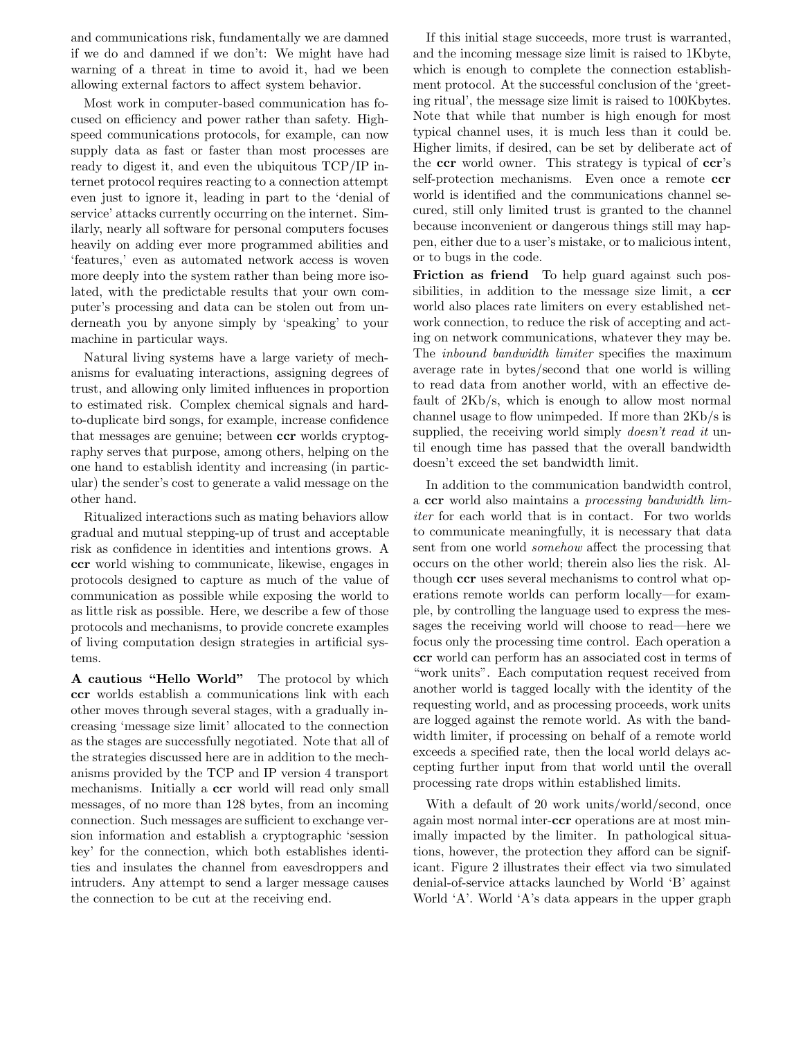and communications risk, fundamentally we are damned if we do and damned if we don't: We might have had warning of a threat in time to avoid it, had we been allowing external factors to affect system behavior.

Most work in computer-based communication has focused on efficiency and power rather than safety. High-speed communications protocols, for example, can now supply data as fast or faster than most processes are ready to digest it, and even the ubiquitous TCP/IP internet protocol requires reacting to a connection attempt even just to ignore it, leading in part to the 'denial of service' attacks currently occurring on the internet. Similarly, nearly all software for personal computers focuses heavily on adding ever more programmed abilities and 'features,' even as automated network access is woven more deeply into the system rather than being more isolated, with the predictable results that your own computer's processing and data can be stolen out from underneath you by anyone simply by 'speaking' to your machine in particular ways.

Natural living systems have a large variety of mechanisms for evaluating interactions, assigning degrees of trust, and allowing only limited influences in proportion to estimated risk. Complex chemical signals and hard-to-duplicate bird songs, for example, increase confidence that messages are genuine; between **ccr** worlds cryptography serves that purpose, among others, helping on the one hand to establish identity and increasing (in particular) the sender's cost to generate a valid message on the other hand.

Ritualized interactions such as mating behaviors allow gradual and mutual stepping-up of trust and acceptable risk as confidence in identities and intentions grows. A **ccr** world wishing to communicate, likewise, engages in protocols designed to capture as much of the value of communication as possible while exposing the world to as little risk as possible. Here, we describe a few of those protocols and mechanisms, to provide concrete examples of living computation design strategies in artificial systems.

**A cautious "Hello World"** The protocol by which **ccr** worlds establish a communications link with each other moves through several stages, with a gradually increasing 'message size limit' allocated to the connection as the stages are successfully negotiated. Note that all of the strategies discussed here are in addition to the mechanisms provided by the TCP and IP version 4 transport mechanisms. Initially a **ccr** world will read only small messages, of no more than 128 bytes, from an incoming connection. Such messages are sufficient to exchange version information and establish a cryptographic 'session key' for the connection, which both establishes identities and insulates the channel from eavesdroppers and intruders. Any attempt to send a larger message causes the connection to be cut at the receiving end.

If this initial stage succeeds, more trust is warranted, and the incoming message size limit is raised to 1Kbyte, which is enough to complete the connection establishment protocol. At the successful conclusion of the 'greeting ritual', the message size limit is raised to 100Kbytes. Note that while that number is high enough for most typical channel uses, it is much less than it could be. Higher limits, if desired, can be set by deliberate act of the **ccr** world owner. This strategy is typical of **ccr**'s self-protection mechanisms. Even once a remote **ccr** world is identified and the communications channel secured, still only limited trust is granted to the channel because inconvenient or dangerous things still may happen, either due to a user's mistake, or to malicious intent, or to bugs in the code.

**Friction as friend** To help guard against such possibilities, in addition to the message size limit, a **ccr** world also places rate limiters on every established network connection, to reduce the risk of accepting and acting on network communications, whatever they may be. The *inbound bandwidth limiter* specifies the maximum average rate in bytes/second that one world is willing to read data from another world, with an effective default of 2Kb/s, which is enough to allow most normal channel usage to flow unimpeded. If more than 2Kb/s is supplied, the receiving world simply *doesn't read it* until enough time has passed that the overall bandwidth doesn't exceed the set bandwidth limit.

In addition to the communication bandwidth control, a **ccr** world also maintains a *processing bandwidth limiter* for each world that is in contact. For two worlds to communicate meaningfully, it is necessary that data sent from one world *somehow* affect the processing that occurs on the other world; therein also lies the risk. Although **ccr** uses several mechanisms to control what operations remote worlds can perform locally—for example, by controlling the language used to express the messages the receiving world will choose to read—here we focus only the processing time control. Each operation a **ccr** world can perform has an associated cost in terms of "work units". Each computation request received from another world is tagged locally with the identity of the requesting world, and as processing proceeds, work units are logged against the remote world. As with the bandwidth limiter, if processing on behalf of a remote world exceeds a specified rate, then the local world delays accepting further input from that world until the overall processing rate drops within established limits.

With a default of 20 work units/world/second, once again most normal inter-**ccr** operations are at most minimally impacted by the limiter. In pathological situations, however, the protection they afford can be significant. Figure 2 illustrates their effect via two simulated denial-of-service attacks launched by World 'B' against World 'A'. World 'A's data appears in the upper graph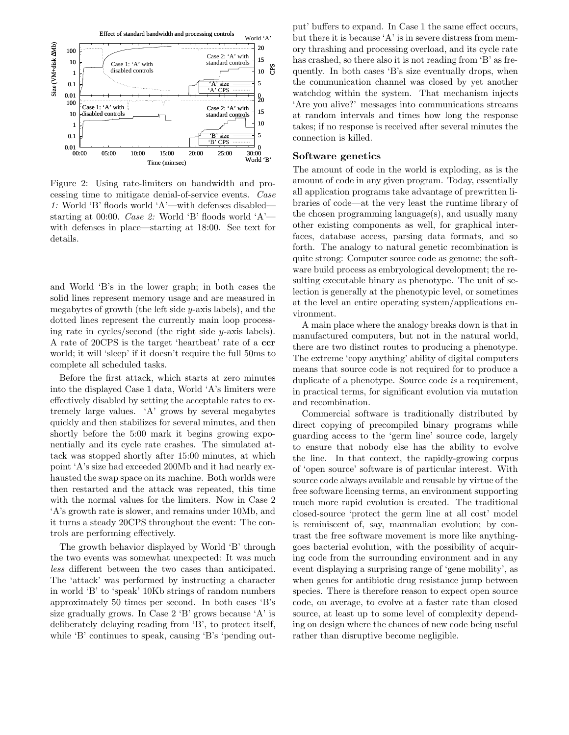Effect of standard bandwidth and processing controls

World 'A'

Size (VM+disk ΔMb)

100

10

1

0.1

0.01

Case 1: 'A' with disabled controls

Case 2: 'A' with standard controls

'A' size

'A' CPS

20

15

10

5

0

CPS

World 'B'

Case 1: 'A' with disabled controls

Case 2: 'A' with standard controls

'B' size

'B' CPS

00:00 05:00 10:00 15:00 20:00 25:00 30:00

Time (min:sec)

Figure 2: Using rate-limiters on bandwidth and processing time to mitigate denial-of-service events. *Case 1:* World 'B' floods world 'A'—with defenses disabled—starting at 00:00. *Case 2:* World 'B' floods world 'A'—with defenses in place—starting at 18:00. See text for details.

and World 'B's in the lower graph; in both cases the solid lines represent memory usage and are measured in megabytes of growth (the left side $y$-axis labels), and the dotted lines represent the currently main loop processing rate in cycles/second (the right side $y$-axis labels). A rate of 20CPS is the target 'heartbeat' rate of a **ccr** world; it will 'sleep' if it doesn't require the full 50ms to complete all scheduled tasks.

Before the first attack, which starts at zero minutes into the displayed Case 1 data, World 'A's limiters were effectively disabled by setting the acceptable rates to extremely large values. 'A' grows by several megabytes quickly and then stabilizes for several minutes, and then shortly before the 5:00 mark it begins growing exponentially and its cycle rate crashes. The simulated attack was stopped shortly after 15:00 minutes, at which point 'A's size had exceeded 200Mb and it had nearly exhausted the swap space on its machine. Both worlds were then restarted and the attack was repeated, this time with the normal values for the limiters. Now in Case 2 'A's growth rate is slower, and remains under 10Mb, and it turns a steady 20CPS throughout the event: The controls are performing effectively.

The growth behavior displayed by World 'B' through the two events was somewhat unexpected: It was much *less* different between the two cases than anticipated. The 'attack' was performed by instructing a character in world 'B' to 'speak' 10Kb strings of random numbers approximately 50 times per second. In both cases 'B's size gradually grows. In Case 2 'B' grows because 'A' is deliberately delaying reading from 'B', to protect itself, while 'B' continues to speak, causing 'B's 'pending output' buffers to expand. In Case 1 the same effect occurs, but there it is because 'A' is in severe distress from memory thrashing and processing overload, and its cycle rate has crashed, so there also it is not reading from 'B' as frequently. In both cases 'B's size eventually drops, when the communication channel was closed by yet another watchdog within the system. That mechanism injects 'Are you alive?' messages into communications streams at random intervals and times how long the response takes; if no response is received after several minutes the connection is killed.

## Software genetics

The amount of code in the world is exploding, as is the amount of code in any given program. Today, essentially all application programs take advantage of prewritten libraries of code—at the very least the runtime library of the chosen programming language(s), and usually many other existing components as well, for graphical interfaces, database access, parsing data formats, and so forth. The analogy to natural genetic recombination is quite strong: Computer source code as genome; the software build process as embryological development; the resulting executable binary as phenotype. The unit of selection is generally at the phenotypic level, or sometimes at the level an entire operating system/applications environment.

A main place where the analogy breaks down is that in manufactured computers, but not in the natural world, there are two distinct routes to producing a phenotype. The extreme 'copy anything' ability of digital computers means that source code is not required for to produce a duplicate of a phenotype. Source code *is* a requirement, in practical terms, for significant evolution via mutation and recombination.

Commercial software is traditionally distributed by direct copying of precompiled binary programs while guarding access to the 'germ line' source code, largely to ensure that nobody else has the ability to evolve the line. In that context, the rapidly-growing corpus of 'open source' software is of particular interest. With source code always available and reusable by virtue of the free software licensing terms, an environment supporting much more rapid evolution is created. The traditional closed-source 'protect the germ line at all cost' model is reminiscent of, say, mammalian evolution; by contrast the free software movement is more like anything-goes bacterial evolution, with the possibility of acquiring code from the surrounding environment and in any event displaying a surprising range of 'gene mobility', as when genes for antibiotic drug resistance jump between species. There is therefore reason to expect open source code, on average, to evolve at a faster rate than closed source, at least up to some level of complexity depending on design where the chances of new code being useful rather than disruptive become negligible.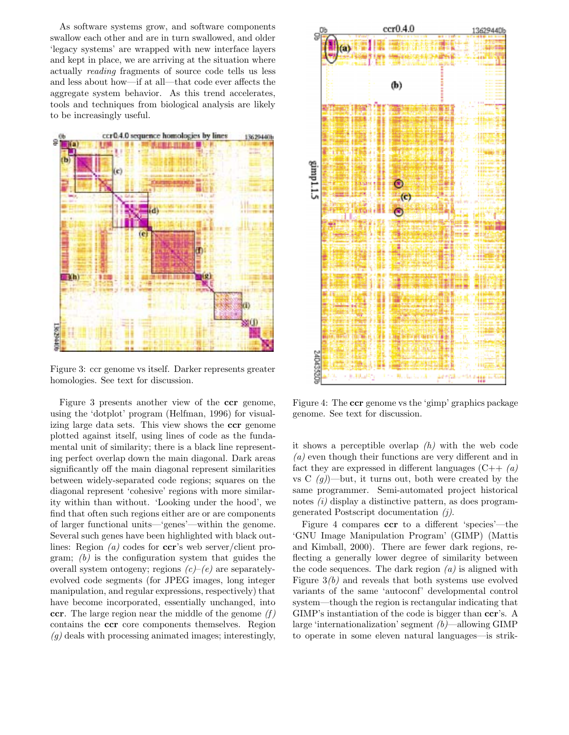As software systems grow, and software components swallow each other and are in turn swallowed, and older 'legacy systems' are wrapped with new interface layers and kept in place, we are arriving at the situation where actually *reading* fragments of source code tells us less and less about how—if at all—that code ever affects the aggregate system behavior. As this trend accelerates, tools and techniques from biological analysis are likely to be increasingly useful.

Figure 3: ccr genome vs itself. Darker represents greater homologies. See text for discussion.

Figure 3 presents another view of the **ccr** genome, using the 'dotplot' program (Helfman, 1996) for visualizing large data sets. This view shows the **ccr** genome plotted against itself, using lines of code as the fundamental unit of similarity; there is a black line representing perfect overlap down the main diagonal. Dark areas significantly off the main diagonal represent similarities between widely-separated code regions; squares on the diagonal represent 'cohesive' regions with more similarity within than without. 'Looking under the hood', we find that often such regions either are or are components of larger functional units—'genes'—within the genome. Several such genes have been highlighted with black outlines: Region *(a)* codes for **ccr**'s web server/client program; *(b)* is the configuration system that guides the overall system ontogeny; regions *(c)*–*(e)* are separately-evolved code segments (for JPEG images, long integer manipulation, and regular expressions, respectively) that have become incorporated, essentially unchanged, into **ccr**. The large region near the middle of the genome *(f)* contains the **ccr** core components themselves. Region *(g)* deals with processing animated images; interestingly, it shows a perceptible overlap *(h)* with the web code *(a)* even though their functions are very different and in fact they are expressed in different languages (C++ *(a)* vs C *(g)*)—but, it turns out, both were created by the same programmer. Semi-automated project historical notes *(i)* display a distinctive pattern, as does program-generated Postscript documentation *(j)*.

Figure 4: The **ccr** genome vs the 'gimp' graphics package genome. See text for discussion.

Figure 4 compares **ccr** to a different 'species'—the 'GNU Image Manipulation Program' (GIMP) (Mattis and Kimball, 2000). There are fewer dark regions, reflecting a generally lower degree of similarity between the code sequences. The dark region *(a)* is aligned with Figure 3*(b)* and reveals that both systems use evolved variants of the same 'autoconf' developmental control system—though the region is rectangular indicating that GIMP's instantiation of the code is bigger than **ccr**'s. A large 'internationalization' segment *(b)*—allowing GIMP to operate in some eleven natural languages—is strik-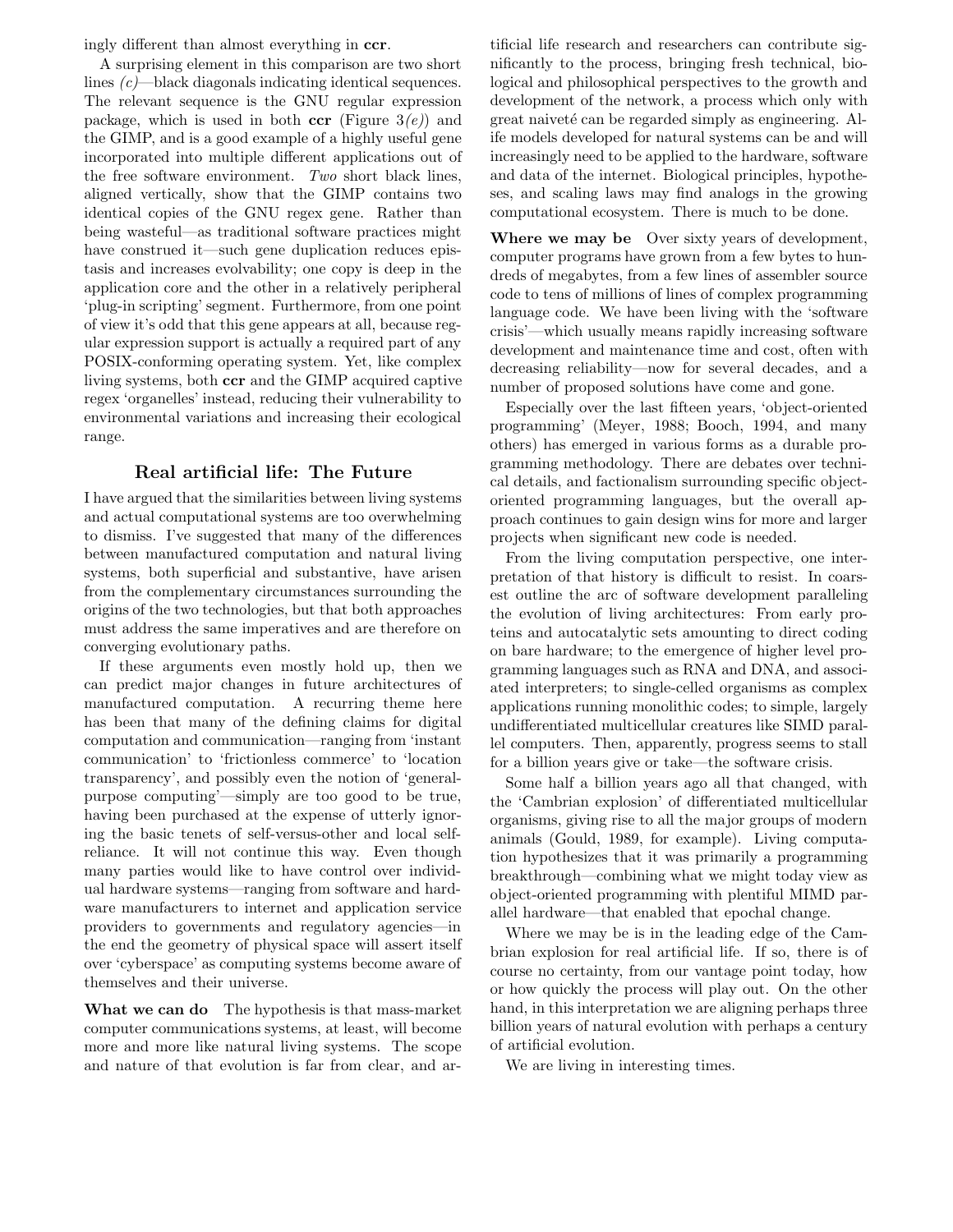ingly different than almost everything in **ccr**.

A surprising element in this comparison are two short lines *(c)*—black diagonals indicating identical sequences. The relevant sequence is the GNU regular expression package, which is used in both **ccr** (Figure 3*(e)*) and the GIMP, and is a good example of a highly useful gene incorporated into multiple different applications out of the free software environment. *Two* short black lines, aligned vertically, show that the GIMP contains two identical copies of the GNU regex gene. Rather than being wasteful—as traditional software practices might have construed it—such gene duplication reduces epistasis and increases evolvability; one copy is deep in the application core and the other in a relatively peripheral 'plug-in scripting' segment. Furthermore, from one point of view it's odd that this gene appears at all, because regular expression support is actually a required part of any POSIX-conforming operating system. Yet, like complex living systems, both **ccr** and the GIMP acquired captive regex 'organelles' instead, reducing their vulnerability to environmental variations and increasing their ecological range.

## Real artificial life: The Future

I have argued that the similarities between living systems and actual computational systems are too overwhelming to dismiss. I've suggested that many of the differences between manufactured computation and natural living systems, both superficial and substantive, have arisen from the complementary circumstances surrounding the origins of the two technologies, but that both approaches must address the same imperatives and are therefore on converging evolutionary paths.

If these arguments even mostly hold up, then we can predict major changes in future architectures of manufactured computation. A recurring theme here has been that many of the defining claims for digital computation and communication—ranging from 'instant communication' to 'frictionless commerce' to 'location transparency', and possibly even the notion of 'general-purpose computing'—simply are too good to be true, having been purchased at the expense of utterly ignoring the basic tenets of self-versus-other and local self-reliance. It will not continue this way. Even though many parties would like to have control over individual hardware systems—ranging from software and hardware manufacturers to internet and application service providers to governments and regulatory agencies—in the end the geometry of physical space will assert itself over 'cyberspace' as computing systems become aware of themselves and their universe.

**What we can do** The hypothesis is that mass-market computer communications systems, at least, will become more and more like natural living systems. The scope and nature of that evolution is far from clear, and artificial life research and researchers can contribute significantly to the process, bringing fresh technical, biological and philosophical perspectives to the growth and development of the network, a process which only with great naiveté can be regarded simply as engineering. Alife models developed for natural systems can be and will increasingly need to be applied to the hardware, software and data of the internet. Biological principles, hypotheses, and scaling laws may find analogs in the growing computational ecosystem. There is much to be done.

**Where we may be** Over sixty years of development, computer programs have grown from a few bytes to hundreds of megabytes, from a few lines of assembler source code to tens of millions of lines of complex programming language code. We have been living with the 'software crisis'—which usually means rapidly increasing software development and maintenance time and cost, often with decreasing reliability—now for several decades, and a number of proposed solutions have come and gone.

Especially over the last fifteen years, 'object-oriented programming' (Meyer, 1988; Booch, 1994, and many others) has emerged in various forms as a durable programming methodology. There are debates over technical details, and factionalism surrounding specific object-oriented programming languages, but the overall approach continues to gain design wins for more and larger projects when significant new code is needed.

From the living computation perspective, one interpretation of that history is difficult to resist. In coarsest outline the arc of software development paralleling the evolution of living architectures: From early proteins and autocatalytic sets amounting to direct coding on bare hardware; to the emergence of higher level programming languages such as RNA and DNA, and associated interpreters; to single-celled organisms as complex applications running monolithic codes; to simple, largely undifferentiated multicellular creatures like SIMD parallel computers. Then, apparently, progress seems to stall for a billion years give or take—the software crisis.

Some half a billion years ago all that changed, with the 'Cambrian explosion' of differentiated multicellular organisms, giving rise to all the major groups of modern animals (Gould, 1989, for example). Living computation hypothesizes that it was primarily a programming breakthrough—combining what we might today view as object-oriented programming with plentiful MIMD parallel hardware—that enabled that epochal change.

Where we may be is in the leading edge of the Cambrian explosion for real artificial life. If so, there is of course no certainty, from our vantage point today, how or how quickly the process will play out. On the other hand, in this interpretation we are aligning perhaps three billion years of natural evolution with perhaps a century of artificial evolution.

We are living in interesting times.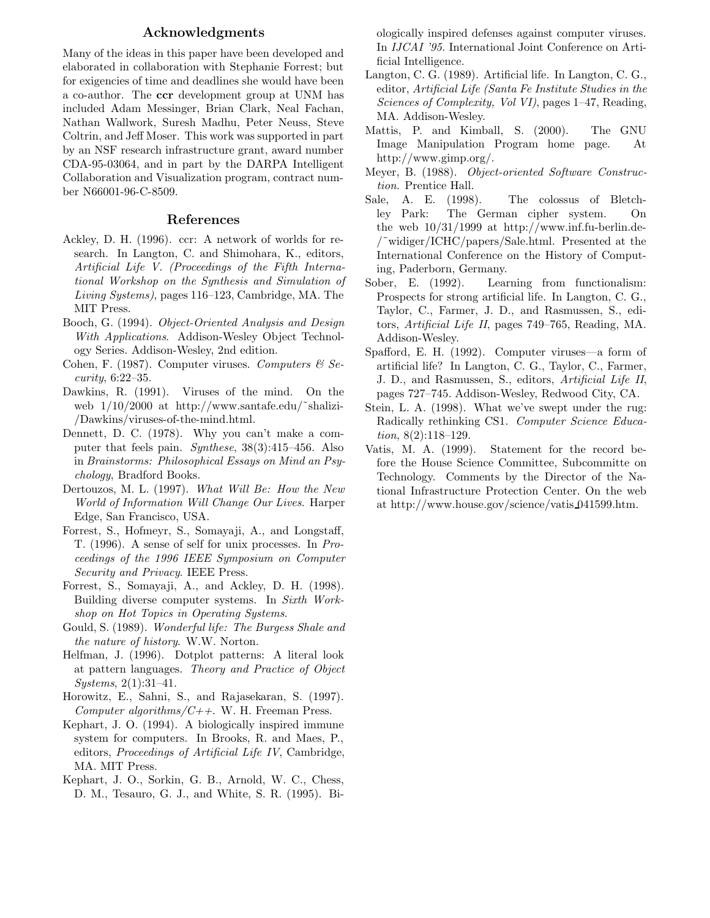## Acknowledgments

Many of the ideas in this paper have been developed and elaborated in collaboration with Stephanie Forrest; but for exigencies of time and deadlines she would have been a co-author. The **ccr** development group at UNM has included Adam Messinger, Brian Clark, Neal Fachan, Nathan Wallwork, Suresh Madhu, Peter Neuss, Steve Coltrin, and Jeff Moser. This work was supported in part by an NSF research infrastructure grant, award number CDA-95-03064, and in part by the DARPA Intelligent Collaboration and Visualization program, contract number N66001-96-C-8509.

## References

Ackley, D. H. (1996). ccr: A network of worlds for research. In Langton, C. and Shimohara, K., editors, *Artificial Life V. (Proceedings of the Fifth International Workshop on the Synthesis and Simulation of Living Systems)*, pages 116–123, Cambridge, MA. The MIT Press.

Booch, G. (1994). *Object-Oriented Analysis and Design With Applications*. Addison-Wesley Object Technology Series. Addison-Wesley, 2nd edition.

Cohen, F. (1987). Computer viruses. *Computers & Security*, 6:22–35.

Dawkins, R. (1991). Viruses of the mind. On the web 1/10/2000 at http://www.santafe.edu/~shalizi-/Dawkins/viruses-of-the-mind.html.

Dennett, D. C. (1978). Why you can't make a computer that feels pain. *Synthese*, 38(3):415–456. Also in *Brainstorms: Philosophical Essays on Mind an Psychology*, Bradford Books.

Dertouzos, M. L. (1997). *What Will Be: How the New World of Information Will Change Our Lives*. Harper Edge, San Francisco, USA.

Forrest, S., Hofmeyr, S., Somayaji, A., and Longstaff, T. (1996). A sense of self for unix processes. In *Proceedings of the 1996 IEEE Symposium on Computer Security and Privacy*. IEEE Press.

Forrest, S., Somayaji, A., and Ackley, D. H. (1998). Building diverse computer systems. In *Sixth Workshop on Hot Topics in Operating Systems*.

Gould, S. (1989). *Wonderful life: The Burgess Shale and the nature of history*. W.W. Norton.

Helfman, J. (1996). Dotplot patterns: A literal look at pattern languages. *Theory and Practice of Object Systems*, 2(1):31–41.

Horowitz, E., Sahni, S., and Rajasekaran, S. (1997). *Computer algorithms/C++*. W. H. Freeman Press.

Kephart, J. O. (1994). A biologically inspired immune system for computers. In Brooks, R. and Maes, P., editors, *Proceedings of Artificial Life IV*, Cambridge, MA. MIT Press.

Kephart, J. O., Sorkin, G. B., Arnold, W. C., Chess, D. M., Tesauro, G. J., and White, S. R. (1995). Biologically inspired defenses against computer viruses. In *IJCAI '95*. International Joint Conference on Artificial Intelligence.

Langton, C. G. (1989). Artificial life. In Langton, C. G., editor, *Artificial Life (Santa Fe Institute Studies in the Sciences of Complexity, Vol VI)*, pages 1–47, Reading, MA. Addison-Wesley.

Mattis, P. and Kimball, S. (2000). The GNU Image Manipulation Program home page. At http://www.gimp.org/.

Meyer, B. (1988). *Object-oriented Software Construction*. Prentice Hall.

Sale, A. E. (1998). The colossus of Bletchley Park: The German cipher system. On the web 10/31/1999 at http://www.inf.fu-berlin.de-/~widiger/ICHC/papers/Sale.html. Presented at the International Conference on the History of Computing, Paderborn, Germany.

Sober, E. (1992). Learning from functionalism: Prospects for strong artificial life. In Langton, C. G., Taylor, C., Farmer, J. D., and Rasmussen, S., editors, *Artificial Life II*, pages 749–765, Reading, MA. Addison-Wesley.

Spafford, E. H. (1992). Computer viruses—a form of artificial life? In Langton, C. G., Taylor, C., Farmer, J. D., and Rasmussen, S., editors, *Artificial Life II*, pages 727–745. Addison-Wesley, Redwood City, CA.

Stein, L. A. (1998). What we've swept under the rug: Radically rethinking CS1. *Computer Science Education*, 8(2):118–129.

Vatis, M. A. (1999). Statement for the record before the House Science Committee, Subcommitte on Technology. Comments by the Director of the National Infrastructure Protection Center. On the web at http://www.house.gov/science/vatis_041599.htm.